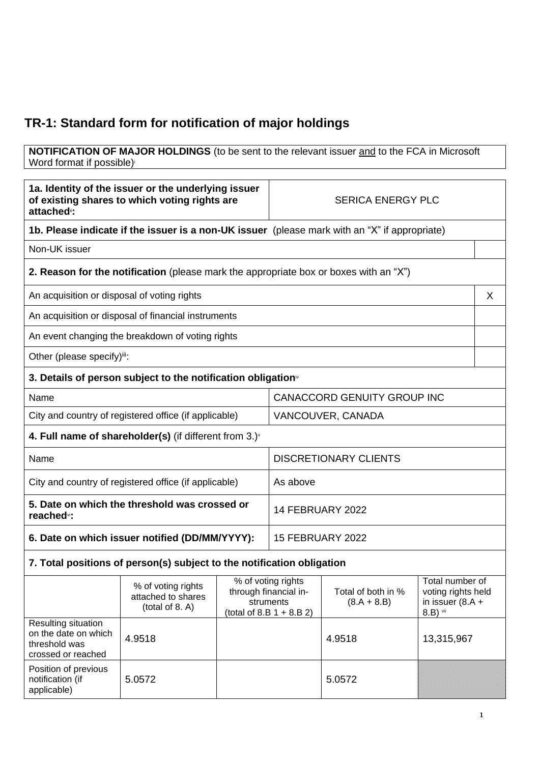# TR-1: Standard form for notification of major holdings

**NOTIFICATION OF MAJOR HOLDINGS** (to be sent to the relevant issuer and to the FCA in Microsoft Word format if possible)[i]

| **1a. Identity of the issuer or the underlying issuer of existing shares to which voting rights are attached[ii]:** | SERICA ENERGY PLC |
|---|---|

| **1b. Please indicate if the issuer is a non-UK issuer** (please mark with an "X" if appropriate) | |
|---|---|
| Non-UK issuer | |

| **2. Reason for the notification** (please mark the appropriate box or boxes with an "X") | |
|---|---|
| An acquisition or disposal of voting rights | X |
| An acquisition or disposal of financial instruments | |
| An event changing the breakdown of voting rights | |
| Other (please specify)[iii]: | |

| **3. Details of person subject to the notification obligation[iv]** | |
|---|---|
| Name | CANACCORD GENUITY GROUP INC |
| City and country of registered office (if applicable) | VANCOUVER, CANADA |

| **4. Full name of shareholder(s)** (if different from 3.)[v] | |
|---|---|
| Name | DISCRETIONARY CLIENTS |
| City and country of registered office (if applicable) | As above |

| **5. Date on which the threshold was crossed or reached[vi]:** | 14 FEBRUARY 2022 |
|---|---|
| **6. Date on which issuer notified (DD/MM/YYYY):** | 15 FEBRUARY 2022 |

**7. Total positions of person(s) subject to the notification obligation**

| | % of voting rights attached to shares (total of 8. A) | % of voting rights through financial instruments (total of 8.B 1 + 8.B 2) | Total of both in % (8.A + 8.B) | Total number of voting rights held in issuer (8.A + 8.B) [vii] |
|---|---|---|---|---|
| Resulting situation on the date on which threshold was crossed or reached | 4.9518 | | 4.9518 | 13,315,967 |
| Position of previous notification (if applicable) | 5.0572 | | 5.0572 | |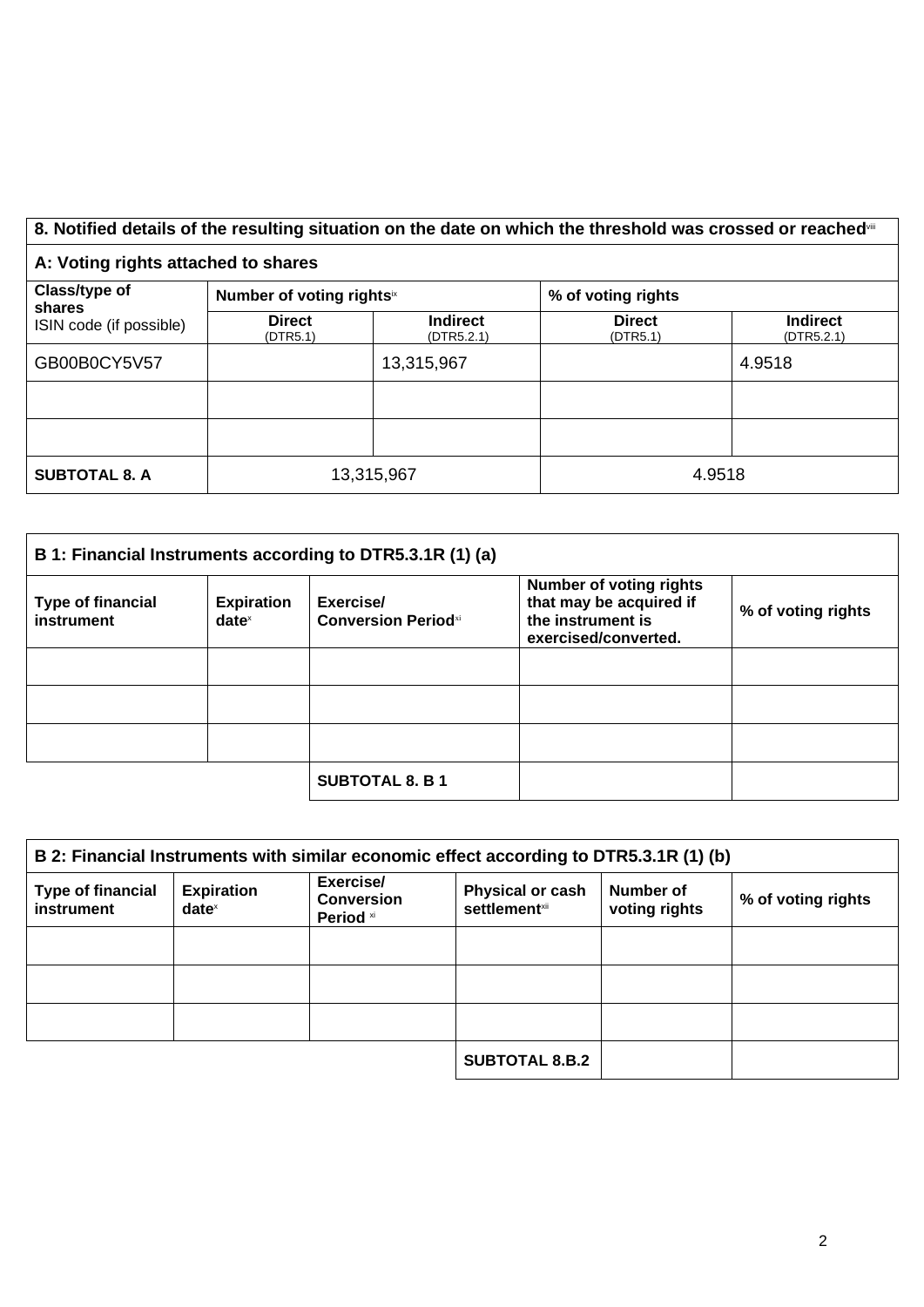| 8. Notified details of the resulting situation on the date on which the threshold was crossed or reached[viii] | | | | |
|---|---|---|---|---|
| **A: Voting rights attached to shares** | | | | |
| **Class/type of shares** ISIN code (if possible) | **Number of voting rights**[ix] | | **% of voting rights** | |
| | **Direct** (DTR5.1) | **Indirect** (DTR5.2.1) | **Direct** (DTR5.1) | **Indirect** (DTR5.2.1) |
| GB00B0CY5V57 | | 13,315,967 | | 4.9518 |
| | | | | |
| | | | | |
| **SUBTOTAL 8. A** | 13,315,967 | | 4.9518 | |

| B 1: Financial Instruments according to DTR5.3.1R (1) (a) | | | | |
|---|---|---|---|---|
| **Type of financial instrument** | **Expiration date**[x] | **Exercise/ Conversion Period**[xi] | **Number of voting rights that may be acquired if the instrument is exercised/converted.** | **% of voting rights** |
| | | | | |
| | | | | |
| | | | | |
| | | **SUBTOTAL 8. B 1** | | |

| B 2: Financial Instruments with similar economic effect according to DTR5.3.1R (1) (b) | | | | | |
|---|---|---|---|---|---|
| **Type of financial instrument** | **Expiration date**[x] | **Exercise/ Conversion Period** [xi] | **Physical or cash settlement**[xii] | **Number of voting rights** | **% of voting rights** |
| | | | | | |
| | | | | | |
| | | | | | |
| | | | **SUBTOTAL 8.B.2** | | |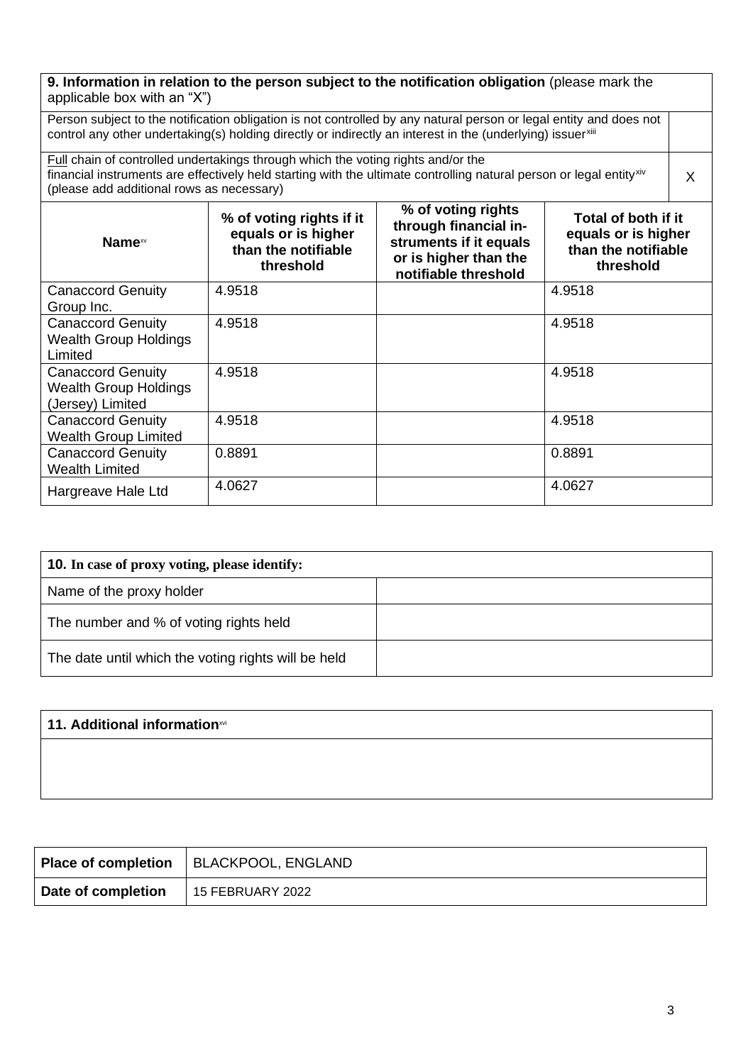| **9. Information in relation to the person subject to the notification obligation** (please mark the applicable box with an "X") | |
|---|---|
| Person subject to the notification obligation is not controlled by any natural person or legal entity and does not control any other undertaking(s) holding directly or indirectly an interest in the (underlying) issuer[xiii] | |
| Full chain of controlled undertakings through which the voting rights and/or the financial instruments are effectively held starting with the ultimate controlling natural person or legal entity[xiv] (please add additional rows as necessary) | X |

| **Name**[xv] | **% of voting rights if it equals or is higher than the notifiable threshold** | **% of voting rights through financial instruments if it equals or is higher than the notifiable threshold** | **Total of both if it equals or is higher than the notifiable threshold** |
|---|---|---|---|
| Canaccord Genuity Group Inc. | 4.9518 | | 4.9518 |
| Canaccord Genuity Wealth Group Holdings Limited | 4.9518 | | 4.9518 |
| Canaccord Genuity Wealth Group Holdings (Jersey) Limited | 4.9518 | | 4.9518 |
| Canaccord Genuity Wealth Group Limited | 4.9518 | | 4.9518 |
| Canaccord Genuity Wealth Limited | 0.8891 | | 0.8891 |
| Hargreave Hale Ltd | 4.0627 | | 4.0627 |

| **10. In case of proxy voting, please identify:** | |
|---|---|
| Name of the proxy holder | |
| The number and % of voting rights held | |
| The date until which the voting rights will be held | |

| **11. Additional information**[xvi] |
|---|
| |

| | |
|---|---|
| **Place of completion** | BLACKPOOL, ENGLAND |
| **Date of completion** | 15 FEBRUARY 2022 |